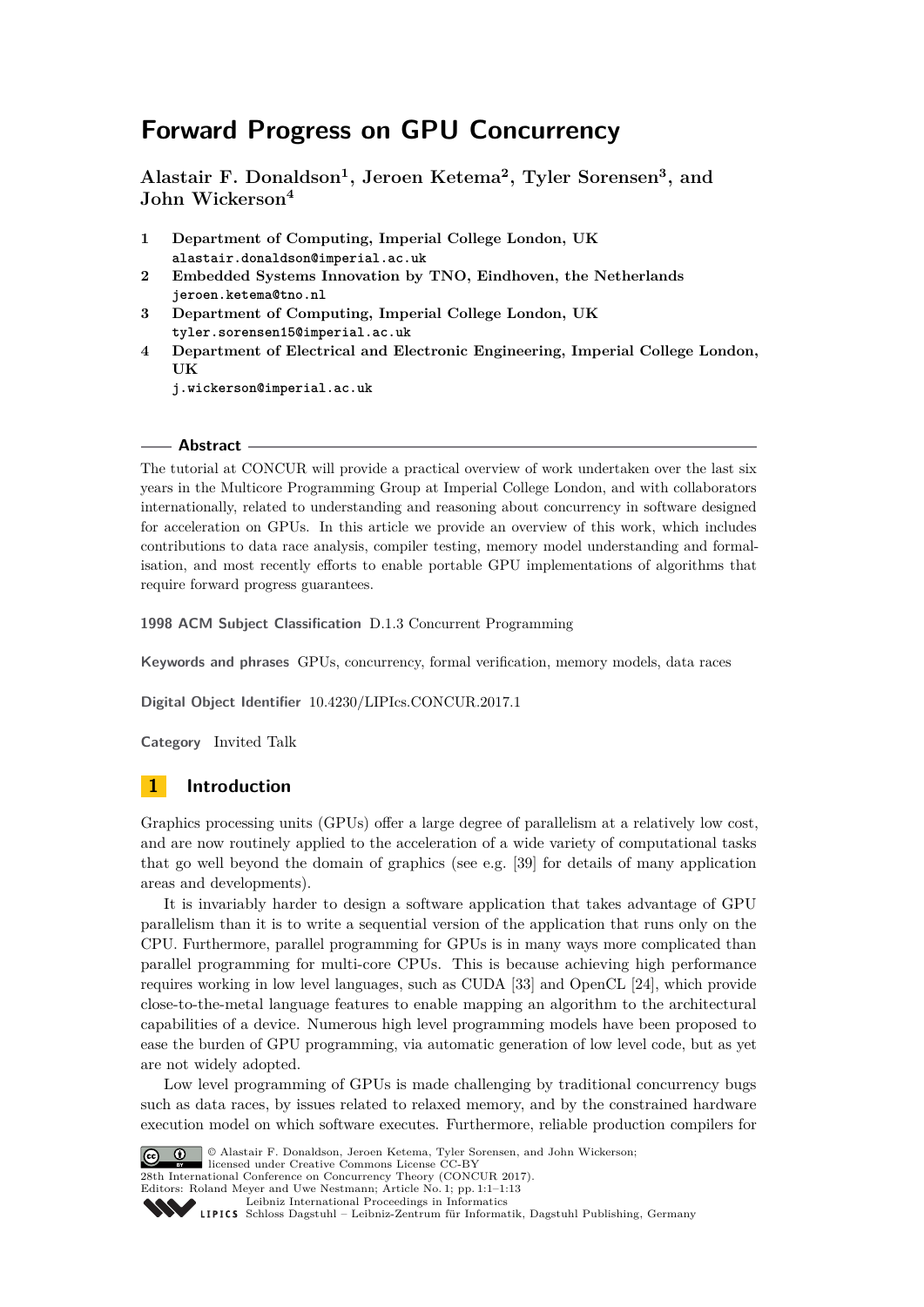# Forward Progress on GPU Concurrency

**Alastair F. Donaldson[1], Jeroen Ketema[2], Tyler Sorensen[3], and John Wickerson[4]**

1. **Department of Computing, Imperial College London, UK**
   alastair.donaldson@imperial.ac.uk
2. **Embedded Systems Innovation by TNO, Eindhoven, the Netherlands**
   jeroen.ketema@tno.nl
3. **Department of Computing, Imperial College London, UK**
   tyler.sorensen15@imperial.ac.uk
4. **Department of Electrical and Electronic Engineering, Imperial College London, UK**
   j.wickerson@imperial.ac.uk

## Abstract

The tutorial at CONCUR will provide a practical overview of work undertaken over the last six years in the Multicore Programming Group at Imperial College London, and with collaborators internationally, related to understanding and reasoning about concurrency in software designed for acceleration on GPUs. In this article we provide an overview of this work, which includes contributions to data race analysis, compiler testing, memory model understanding and formalisation, and most recently efforts to enable portable GPU implementations of algorithms that require forward progress guarantees.

**1998 ACM Subject Classification** D.1.3 Concurrent Programming

**Keywords and phrases** GPUs, concurrency, formal verification, memory models, data races

**Digital Object Identifier** 10.4230/LIPIcs.CONCUR.2017.1

**Category** Invited Talk

## 1 Introduction

Graphics processing units (GPUs) offer a large degree of parallelism at a relatively low cost, and are now routinely applied to the acceleration of a wide variety of computational tasks that go well beyond the domain of graphics (see e.g. [39] for details of many application areas and developments).

It is invariably harder to design a software application that takes advantage of GPU parallelism than it is to write a sequential version of the application that runs only on the CPU. Furthermore, parallel programming for GPUs is in many ways more complicated than parallel programming for multi-core CPUs. This is because achieving high performance requires working in low level languages, such as CUDA [33] and OpenCL [24], which provide close-to-the-metal language features to enable mapping an algorithm to the architectural capabilities of a device. Numerous high level programming models have been proposed to ease the burden of GPU programming, via automatic generation of low level code, but as yet are not widely adopted.

Low level programming of GPUs is made challenging by traditional concurrency bugs such as data races, by issues related to relaxed memory, and by the constrained hardware execution model on which software executes. Furthermore, reliable production compilers for

© Alastair F. Donaldson, Jeroen Ketema, Tyler Sorensen, and John Wickerson; licensed under Creative Commons License CC-BY
28th International Conference on Concurrency Theory (CONCUR 2017).
Editors: Roland Meyer and Uwe Nestmann; Article No. 1; pp. 1:1–1:13
Leibniz International Proceedings in Informatics
Schloss Dagstuhl – Leibniz-Zentrum für Informatik, Dagstuhl Publishing, Germany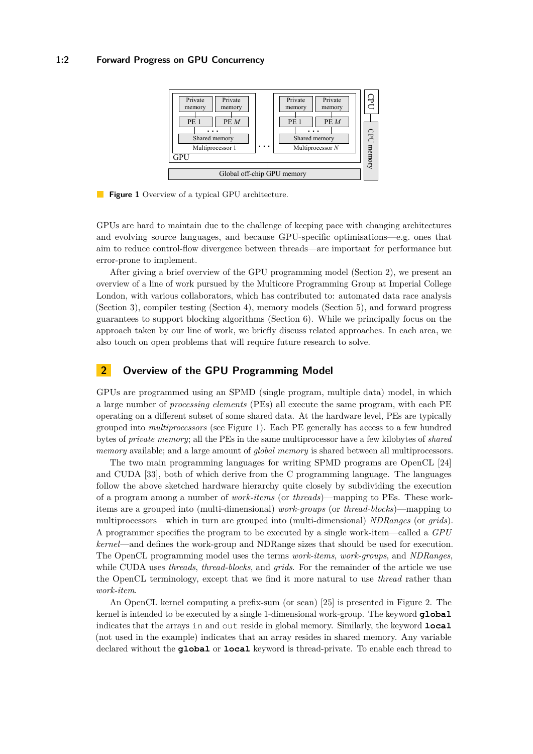**Figure 1** Overview of a typical GPU architecture.

GPUs are hard to maintain due to the challenge of keeping pace with changing architectures and evolving source languages, and because GPU-specific optimisations—e.g. ones that aim to reduce control-flow divergence between threads—are important for performance but error-prone to implement.

After giving a brief overview of the GPU programming model (Section 2), we present an overview of a line of work pursued by the Multicore Programming Group at Imperial College London, with various collaborators, which has contributed to: automated data race analysis (Section 3), compiler testing (Section 4), memory models (Section 5), and forward progress guarantees to support blocking algorithms (Section 6). While we principally focus on the approach taken by our line of work, we briefly discuss related approaches. In each area, we also touch on open problems that will require future research to solve.

## 2 Overview of the GPU Programming Model

GPUs are programmed using an SPMD (single program, multiple data) model, in which a large number of *processing elements* (PEs) all execute the same program, with each PE operating on a different subset of some shared data. At the hardware level, PEs are typically grouped into *multiprocessors* (see Figure 1). Each PE generally has access to a few hundred bytes of *private memory*; all the PEs in the same multiprocessor have a few kilobytes of *shared memory* available; and a large amount of *global memory* is shared between all multiprocessors.

The two main programming languages for writing SPMD programs are OpenCL [24] and CUDA [33], both of which derive from the C programming language. The languages follow the above sketched hardware hierarchy quite closely by subdividing the execution of a program among a number of *work-items* (or *threads*)—mapping to PEs. These work-items are a grouped into (multi-dimensional) *work-groups* (or *thread-blocks*)—mapping to multiprocessors—which in turn are grouped into (multi-dimensional) *NDRanges* (or *grids*). A programmer specifies the program to be executed by a single work-item—called a *GPU kernel*—and defines the work-group and NDRange sizes that should be used for execution. The OpenCL programming model uses the terms *work-items*, *work-groups*, and *NDRanges*, while CUDA uses *threads*, *thread-blocks*, and *grids*. For the remainder of the article we use the OpenCL terminology, except that we find it more natural to use *thread* rather than *work-item*.

An OpenCL kernel computing a prefix-sum (or scan) [25] is presented in Figure 2. The kernel is intended to be executed by a single 1-dimensional work-group. The keyword **`global`** indicates that the arrays `in` and `out` reside in global memory. Similarly, the keyword **`local`** (not used in the example) indicates that an array resides in shared memory. Any variable declared without the **`global`** or **`local`** keyword is thread-private. To enable each thread to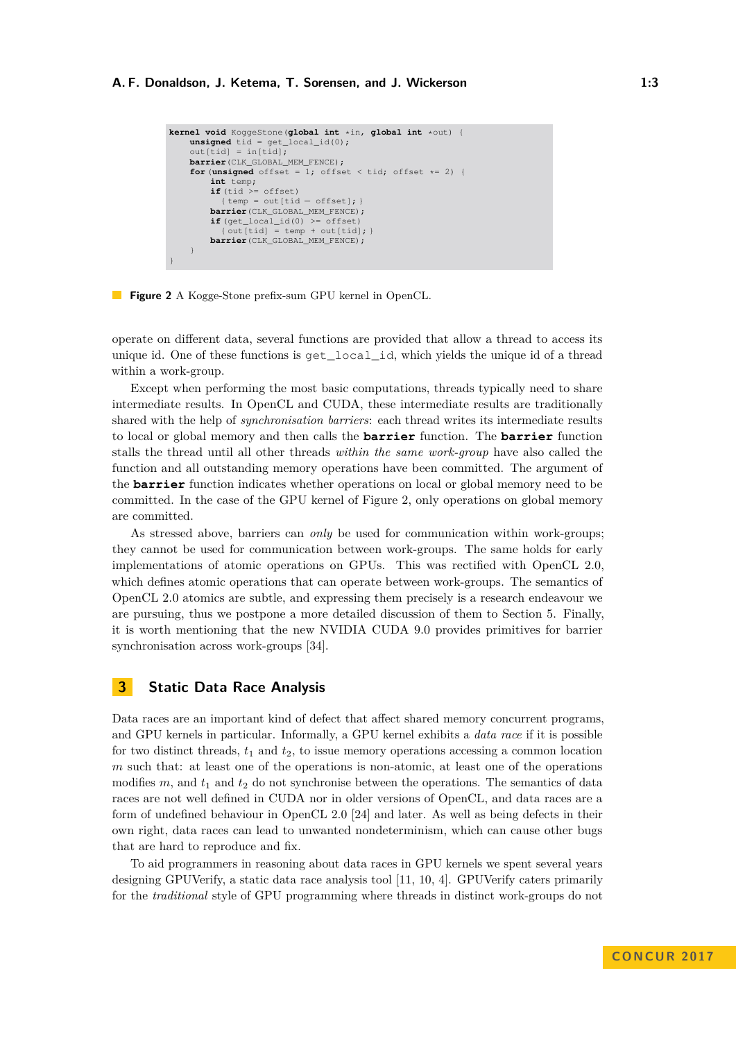```
kernel void KoggeStone(global int *in, global int *out) {
    unsigned tid = get_local_id(0);
    out[tid] = in[tid];
    barrier(CLK_GLOBAL_MEM_FENCE);
    for (unsigned offset = 1; offset < tid; offset *= 2) {
        int temp;
        if (tid >= offset)
          { temp = out[tid - offset]; }
        barrier(CLK_GLOBAL_MEM_FENCE);
        if (get_local_id(0) >= offset)
          { out[tid] = temp + out[tid]; }
        barrier(CLK_GLOBAL_MEM_FENCE);
    }
}
```

**Figure 2** A Kogge-Stone prefix-sum GPU kernel in OpenCL.

operate on different data, several functions are provided that allow a thread to access its unique id. One of these functions is `get_local_id`, which yields the unique id of a thread within a work-group.

Except when performing the most basic computations, threads typically need to share intermediate results. In OpenCL and CUDA, these intermediate results are traditionally shared with the help of *synchronisation barriers*: each thread writes its intermediate results to local or global memory and then calls the **barrier** function. The **barrier** function stalls the thread until all other threads *within the same work-group* have also called the function and all outstanding memory operations have been committed. The argument of the **barrier** function indicates whether operations on local or global memory need to be committed. In the case of the GPU kernel of Figure 2, only operations on global memory are committed.

As stressed above, barriers can *only* be used for communication within work-groups; they cannot be used for communication between work-groups. The same holds for early implementations of atomic operations on GPUs. This was rectified with OpenCL 2.0, which defines atomic operations that can operate between work-groups. The semantics of OpenCL 2.0 atomics are subtle, and expressing them precisely is a research endeavour we are pursuing, thus we postpone a more detailed discussion of them to Section 5. Finally, it is worth mentioning that the new NVIDIA CUDA 9.0 provides primitives for barrier synchronisation across work-groups [34].

## 3 Static Data Race Analysis

Data races are an important kind of defect that affect shared memory concurrent programs, and GPU kernels in particular. Informally, a GPU kernel exhibits a *data race* if it is possible for two distinct threads, $t_1$ and $t_2$, to issue memory operations accessing a common location $m$ such that: at least one of the operations is non-atomic, at least one of the operations modifies $m$, and $t_1$ and $t_2$ do not synchronise between the operations. The semantics of data races are not well defined in CUDA nor in older versions of OpenCL, and data races are a form of undefined behaviour in OpenCL 2.0 [24] and later. As well as being defects in their own right, data races can lead to unwanted nondeterminism, which can cause other bugs that are hard to reproduce and fix.

To aid programmers in reasoning about data races in GPU kernels we spent several years designing GPUVerify, a static data race analysis tool [11, 10, 4]. GPUVerify caters primarily for the *traditional* style of GPU programming where threads in distinct work-groups do not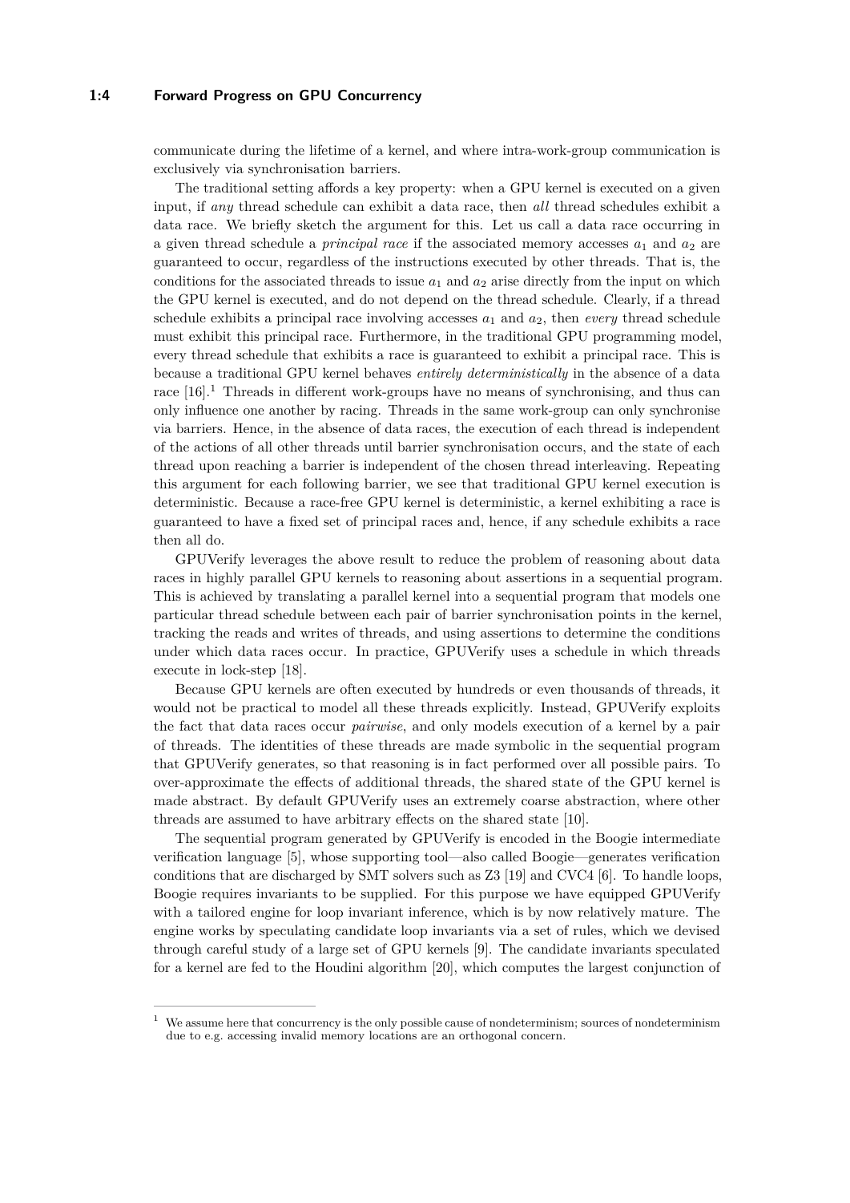communicate during the lifetime of a kernel, and where intra-work-group communication is exclusively via synchronisation barriers.

The traditional setting affords a key property: when a GPU kernel is executed on a given input, if *any* thread schedule can exhibit a data race, then *all* thread schedules exhibit a data race. We briefly sketch the argument for this. Let us call a data race occurring in a given thread schedule a *principal race* if the associated memory accesses $a_1$ and $a_2$ are guaranteed to occur, regardless of the instructions executed by other threads. That is, the conditions for the associated threads to issue $a_1$ and $a_2$ arise directly from the input on which the GPU kernel is executed, and do not depend on the thread schedule. Clearly, if a thread schedule exhibits a principal race involving accesses $a_1$ and $a_2$, then *every* thread schedule must exhibit this principal race. Furthermore, in the traditional GPU programming model, every thread schedule that exhibits a race is guaranteed to exhibit a principal race. This is because a traditional GPU kernel behaves *entirely deterministically* in the absence of a data race [16].[1] Threads in different work-groups have no means of synchronising, and thus can only influence one another by racing. Threads in the same work-group can only synchronise via barriers. Hence, in the absence of data races, the execution of each thread is independent of the actions of all other threads until barrier synchronisation occurs, and the state of each thread upon reaching a barrier is independent of the chosen thread interleaving. Repeating this argument for each following barrier, we see that traditional GPU kernel execution is deterministic. Because a race-free GPU kernel is deterministic, a kernel exhibiting a race is guaranteed to have a fixed set of principal races and, hence, if any schedule exhibits a race then all do.

GPUVerify leverages the above result to reduce the problem of reasoning about data races in highly parallel GPU kernels to reasoning about assertions in a sequential program. This is achieved by translating a parallel kernel into a sequential program that models one particular thread schedule between each pair of barrier synchronisation points in the kernel, tracking the reads and writes of threads, and using assertions to determine the conditions under which data races occur. In practice, GPUVerify uses a schedule in which threads execute in lock-step [18].

Because GPU kernels are often executed by hundreds or even thousands of threads, it would not be practical to model all these threads explicitly. Instead, GPUVerify exploits the fact that data races occur *pairwise*, and only models execution of a kernel by a pair of threads. The identities of these threads are made symbolic in the sequential program that GPUVerify generates, so that reasoning is in fact performed over all possible pairs. To over-approximate the effects of additional threads, the shared state of the GPU kernel is made abstract. By default GPUVerify uses an extremely coarse abstraction, where other threads are assumed to have arbitrary effects on the shared state [10].

The sequential program generated by GPUVerify is encoded in the Boogie intermediate verification language [5], whose supporting tool—also called Boogie—generates verification conditions that are discharged by SMT solvers such as Z3 [19] and CVC4 [6]. To handle loops, Boogie requires invariants to be supplied. For this purpose we have equipped GPUVerify with a tailored engine for loop invariant inference, which is by now relatively mature. The engine works by speculating candidate loop invariants via a set of rules, which we devised through careful study of a large set of GPU kernels [9]. The candidate invariants speculated for a kernel are fed to the Houdini algorithm [20], which computes the largest conjunction of

---

[1] We assume here that concurrency is the only possible cause of nondeterminism; sources of nondeterminism due to e.g. accessing invalid memory locations are an orthogonal concern.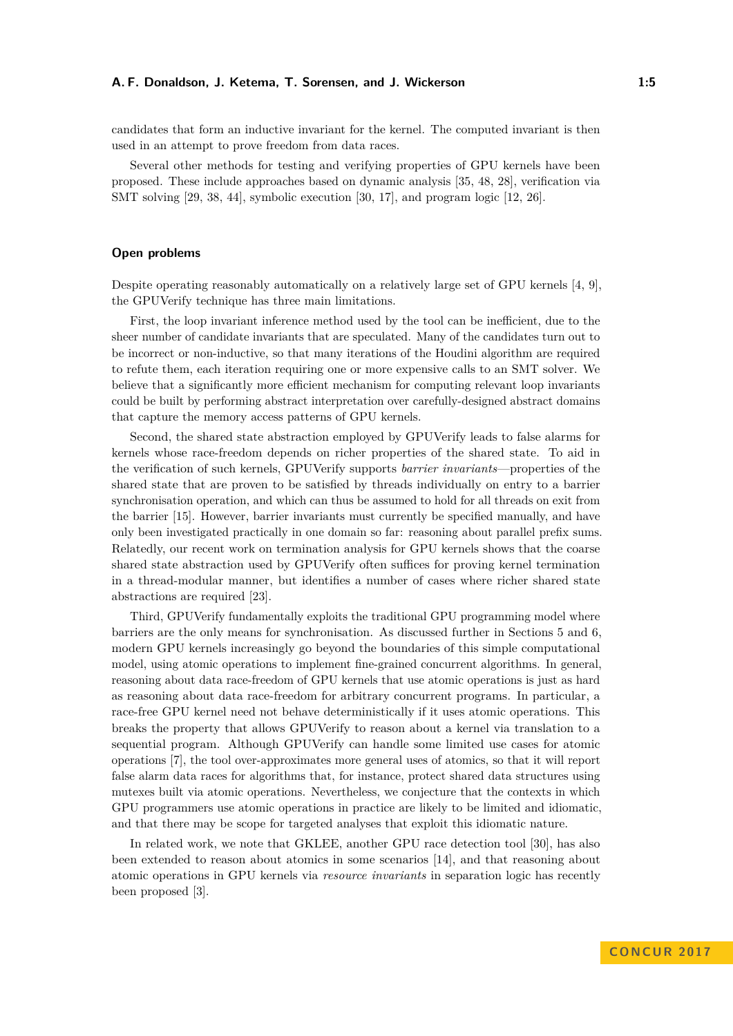candidates that form an inductive invariant for the kernel. The computed invariant is then used in an attempt to prove freedom from data races.

Several other methods for testing and verifying properties of GPU kernels have been proposed. These include approaches based on dynamic analysis [35, 48, 28], verification via SMT solving [29, 38, 44], symbolic execution [30, 17], and program logic [12, 26].

### Open problems

Despite operating reasonably automatically on a relatively large set of GPU kernels [4, 9], the GPUVerify technique has three main limitations.

First, the loop invariant inference method used by the tool can be inefficient, due to the sheer number of candidate invariants that are speculated. Many of the candidates turn out to be incorrect or non-inductive, so that many iterations of the Houdini algorithm are required to refute them, each iteration requiring one or more expensive calls to an SMT solver. We believe that a significantly more efficient mechanism for computing relevant loop invariants could be built by performing abstract interpretation over carefully-designed abstract domains that capture the memory access patterns of GPU kernels.

Second, the shared state abstraction employed by GPUVerify leads to false alarms for kernels whose race-freedom depends on richer properties of the shared state. To aid in the verification of such kernels, GPUVerify supports *barrier invariants*—properties of the shared state that are proven to be satisfied by threads individually on entry to a barrier synchronisation operation, and which can thus be assumed to hold for all threads on exit from the barrier [15]. However, barrier invariants must currently be specified manually, and have only been investigated practically in one domain so far: reasoning about parallel prefix sums. Relatedly, our recent work on termination analysis for GPU kernels shows that the coarse shared state abstraction used by GPUVerify often suffices for proving kernel termination in a thread-modular manner, but identifies a number of cases where richer shared state abstractions are required [23].

Third, GPUVerify fundamentally exploits the traditional GPU programming model where barriers are the only means for synchronisation. As discussed further in Sections 5 and 6, modern GPU kernels increasingly go beyond the boundaries of this simple computational model, using atomic operations to implement fine-grained concurrent algorithms. In general, reasoning about data race-freedom of GPU kernels that use atomic operations is just as hard as reasoning about data race-freedom for arbitrary concurrent programs. In particular, a race-free GPU kernel need not behave deterministically if it uses atomic operations. This breaks the property that allows GPUVerify to reason about a kernel via translation to a sequential program. Although GPUVerify can handle some limited use cases for atomic operations [7], the tool over-approximates more general uses of atomics, so that it will report false alarm data races for algorithms that, for instance, protect shared data structures using mutexes built via atomic operations. Nevertheless, we conjecture that the contexts in which GPU programmers use atomic operations in practice are likely to be limited and idiomatic, and that there may be scope for targeted analyses that exploit this idiomatic nature.

In related work, we note that GKLEE, another GPU race detection tool [30], has also been extended to reason about atomics in some scenarios [14], and that reasoning about atomic operations in GPU kernels via *resource invariants* in separation logic has recently been proposed [3].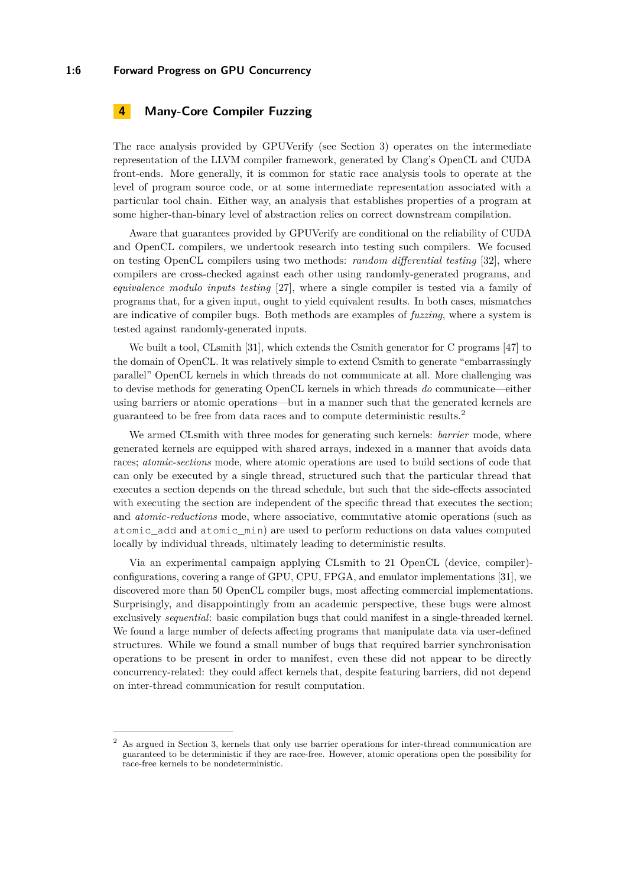## 4 Many-Core Compiler Fuzzing

The race analysis provided by GPUVerify (see Section 3) operates on the intermediate representation of the LLVM compiler framework, generated by Clang's OpenCL and CUDA front-ends. More generally, it is common for static race analysis tools to operate at the level of program source code, or at some intermediate representation associated with a particular tool chain. Either way, an analysis that establishes properties of a program at some higher-than-binary level of abstraction relies on correct downstream compilation.

Aware that guarantees provided by GPUVerify are conditional on the reliability of CUDA and OpenCL compilers, we undertook research into testing such compilers. We focused on testing OpenCL compilers using two methods: *random differential testing* [32], where compilers are cross-checked against each other using randomly-generated programs, and *equivalence modulo inputs testing* [27], where a single compiler is tested via a family of programs that, for a given input, ought to yield equivalent results. In both cases, mismatches are indicative of compiler bugs. Both methods are examples of *fuzzing*, where a system is tested against randomly-generated inputs.

We built a tool, CLsmith [31], which extends the Csmith generator for C programs [47] to the domain of OpenCL. It was relatively simple to extend Csmith to generate "embarrassingly parallel" OpenCL kernels in which threads do not communicate at all. More challenging was to devise methods for generating OpenCL kernels in which threads *do* communicate—either using barriers or atomic operations—but in a manner such that the generated kernels are guaranteed to be free from data races and to compute deterministic results.[2]

We armed CLsmith with three modes for generating such kernels: *barrier* mode, where generated kernels are equipped with shared arrays, indexed in a manner that avoids data races; *atomic-sections* mode, where atomic operations are used to build sections of code that can only be executed by a single thread, structured such that the particular thread that executes a section depends on the thread schedule, but such that the side-effects associated with executing the section are independent of the specific thread that executes the section; and *atomic-reductions* mode, where associative, commutative atomic operations (such as `atomic_add` and `atomic_min`) are used to perform reductions on data values computed locally by individual threads, ultimately leading to deterministic results.

Via an experimental campaign applying CLsmith to 21 OpenCL (device, compiler)-configurations, covering a range of GPU, CPU, FPGA, and emulator implementations [31], we discovered more than 50 OpenCL compiler bugs, most affecting commercial implementations. Surprisingly, and disappointingly from an academic perspective, these bugs were almost exclusively *sequential*: basic compilation bugs that could manifest in a single-threaded kernel. We found a large number of defects affecting programs that manipulate data via user-defined structures. While we found a small number of bugs that required barrier synchronisation operations to be present in order to manifest, even these did not appear to be directly concurrency-related: they could affect kernels that, despite featuring barriers, did not depend on inter-thread communication for result computation.

---

[2] As argued in Section 3, kernels that only use barrier operations for inter-thread communication are guaranteed to be deterministic if they are race-free. However, atomic operations open the possibility for race-free kernels to be nondeterministic.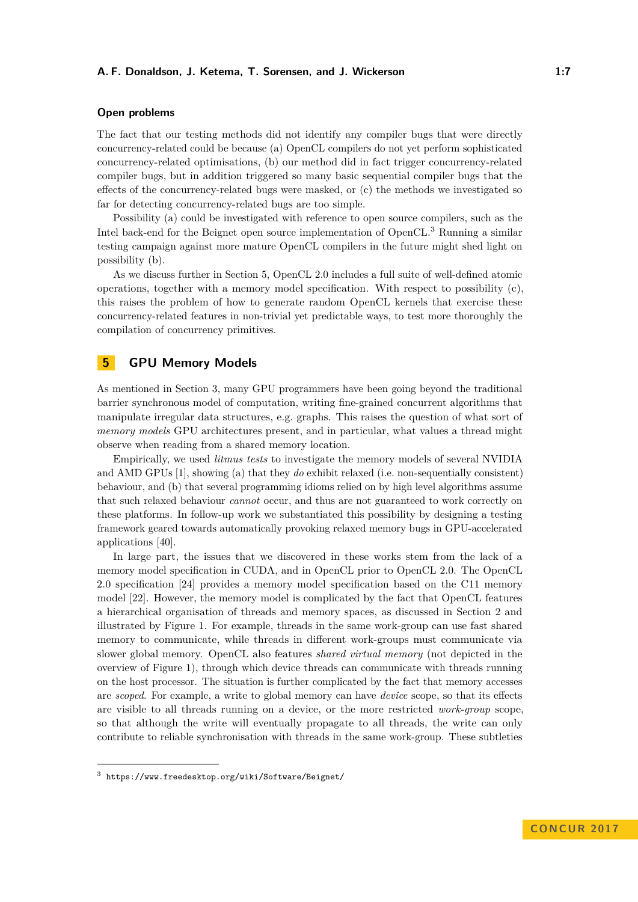#### Open problems

The fact that our testing methods did not identify any compiler bugs that were directly concurrency-related could be because (a) OpenCL compilers do not yet perform sophisticated concurrency-related optimisations, (b) our method did in fact trigger concurrency-related compiler bugs, but in addition triggered so many basic sequential compiler bugs that the effects of the concurrency-related bugs were masked, or (c) the methods we investigated so far for detecting concurrency-related bugs are too simple.

Possibility (a) could be investigated with reference to open source compilers, such as the Intel back-end for the Beignet open source implementation of OpenCL.[3] Running a similar testing campaign against more mature OpenCL compilers in the future might shed light on possibility (b).

As we discuss further in Section 5, OpenCL 2.0 includes a full suite of well-defined atomic operations, together with a memory model specification. With respect to possibility (c), this raises the problem of how to generate random OpenCL kernels that exercise these concurrency-related features in non-trivial yet predictable ways, to test more thoroughly the compilation of concurrency primitives.

## 5 GPU Memory Models

As mentioned in Section 3, many GPU programmers have been going beyond the traditional barrier synchronous model of computation, writing fine-grained concurrent algorithms that manipulate irregular data structures, e.g. graphs. This raises the question of what sort of *memory models* GPU architectures present, and in particular, what values a thread might observe when reading from a shared memory location.

Empirically, we used *litmus tests* to investigate the memory models of several NVIDIA and AMD GPUs [1], showing (a) that they *do* exhibit relaxed (i.e. non-sequentially consistent) behaviour, and (b) that several programming idioms relied on by high level algorithms assume that such relaxed behaviour *cannot* occur, and thus are not guaranteed to work correctly on these platforms. In follow-up work we substantiated this possibility by designing a testing framework geared towards automatically provoking relaxed memory bugs in GPU-accelerated applications [40].

In large part, the issues that we discovered in these works stem from the lack of a memory model specification in CUDA, and in OpenCL prior to OpenCL 2.0. The OpenCL 2.0 specification [24] provides a memory model specification based on the C11 memory model [22]. However, the memory model is complicated by the fact that OpenCL features a hierarchical organisation of threads and memory spaces, as discussed in Section 2 and illustrated by Figure 1. For example, threads in the same work-group can use fast shared memory to communicate, while threads in different work-groups must communicate via slower global memory. OpenCL also features *shared virtual memory* (not depicted in the overview of Figure 1), through which device threads can communicate with threads running on the host processor. The situation is further complicated by the fact that memory accesses are *scoped*. For example, a write to global memory can have *device* scope, so that its effects are visible to all threads running on a device, or the more restricted *work-group* scope, so that although the write will eventually propagate to all threads, the write can only contribute to reliable synchronisation with threads in the same work-group. These subtleties

[3] https://www.freedesktop.org/wiki/Software/Beignet/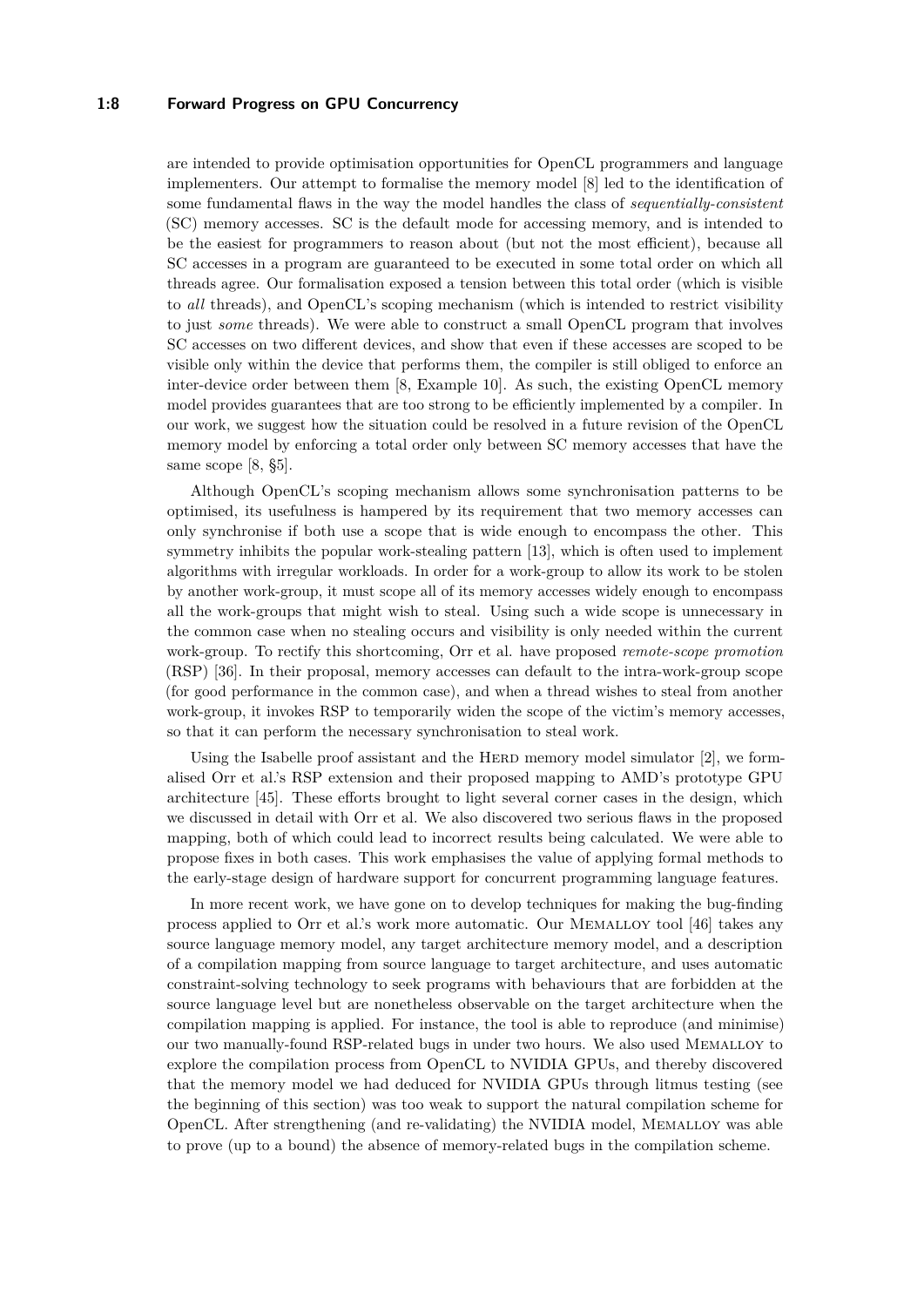are intended to provide optimisation opportunities for OpenCL programmers and language implementers. Our attempt to formalise the memory model [8] led to the identification of some fundamental flaws in the way the model handles the class of *sequentially-consistent* (SC) memory accesses. SC is the default mode for accessing memory, and is intended to be the easiest for programmers to reason about (but not the most efficient), because all SC accesses in a program are guaranteed to be executed in some total order on which all threads agree. Our formalisation exposed a tension between this total order (which is visible to *all* threads), and OpenCL's scoping mechanism (which is intended to restrict visibility to just *some* threads). We were able to construct a small OpenCL program that involves SC accesses on two different devices, and show that even if these accesses are scoped to be visible only within the device that performs them, the compiler is still obliged to enforce an inter-device order between them [8, Example 10]. As such, the existing OpenCL memory model provides guarantees that are too strong to be efficiently implemented by a compiler. In our work, we suggest how the situation could be resolved in a future revision of the OpenCL memory model by enforcing a total order only between SC memory accesses that have the same scope [8, §5].

Although OpenCL's scoping mechanism allows some synchronisation patterns to be optimised, its usefulness is hampered by its requirement that two memory accesses can only synchronise if both use a scope that is wide enough to encompass the other. This symmetry inhibits the popular work-stealing pattern [13], which is often used to implement algorithms with irregular workloads. In order for a work-group to allow its work to be stolen by another work-group, it must scope all of its memory accesses widely enough to encompass all the work-groups that might wish to steal. Using such a wide scope is unnecessary in the common case when no stealing occurs and visibility is only needed within the current work-group. To rectify this shortcoming, Orr et al. have proposed *remote-scope promotion* (RSP) [36]. In their proposal, memory accesses can default to the intra-work-group scope (for good performance in the common case), and when a thread wishes to steal from another work-group, it invokes RSP to temporarily widen the scope of the victim's memory accesses, so that it can perform the necessary synchronisation to steal work.

Using the Isabelle proof assistant and the Herd memory model simulator [2], we formalised Orr et al.'s RSP extension and their proposed mapping to AMD's prototype GPU architecture [45]. These efforts brought to light several corner cases in the design, which we discussed in detail with Orr et al. We also discovered two serious flaws in the proposed mapping, both of which could lead to incorrect results being calculated. We were able to propose fixes in both cases. This work emphasises the value of applying formal methods to the early-stage design of hardware support for concurrent programming language features.

In more recent work, we have gone on to develop techniques for making the bug-finding process applied to Orr et al.'s work more automatic. Our Memalloy tool [46] takes any source language memory model, any target architecture memory model, and a description of a compilation mapping from source language to target architecture, and uses automatic constraint-solving technology to seek programs with behaviours that are forbidden at the source language level but are nonetheless observable on the target architecture when the compilation mapping is applied. For instance, the tool is able to reproduce (and minimise) our two manually-found RSP-related bugs in under two hours. We also used Memalloy to explore the compilation process from OpenCL to NVIDIA GPUs, and thereby discovered that the memory model we had deduced for NVIDIA GPUs through litmus testing (see the beginning of this section) was too weak to support the natural compilation scheme for OpenCL. After strengthening (and re-validating) the NVIDIA model, Memalloy was able to prove (up to a bound) the absence of memory-related bugs in the compilation scheme.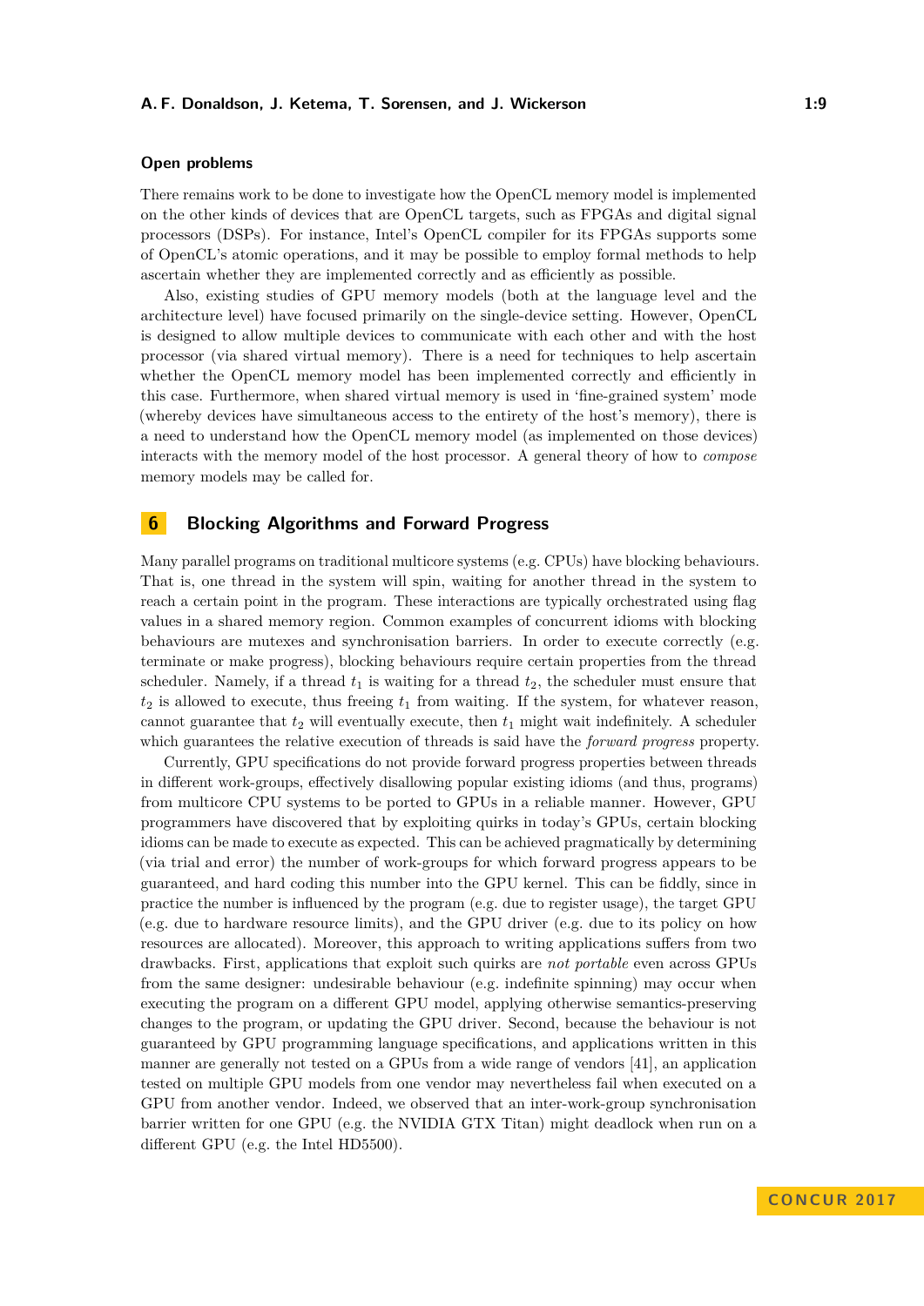### Open problems

There remains work to be done to investigate how the OpenCL memory model is implemented on the other kinds of devices that are OpenCL targets, such as FPGAs and digital signal processors (DSPs). For instance, Intel's OpenCL compiler for its FPGAs supports some of OpenCL's atomic operations, and it may be possible to employ formal methods to help ascertain whether they are implemented correctly and as efficiently as possible.

Also, existing studies of GPU memory models (both at the language level and the architecture level) have focused primarily on the single-device setting. However, OpenCL is designed to allow multiple devices to communicate with each other and with the host processor (via shared virtual memory). There is a need for techniques to help ascertain whether the OpenCL memory model has been implemented correctly and efficiently in this case. Furthermore, when shared virtual memory is used in 'fine-grained system' mode (whereby devices have simultaneous access to the entirety of the host's memory), there is a need to understand how the OpenCL memory model (as implemented on those devices) interacts with the memory model of the host processor. A general theory of how to *compose* memory models may be called for.

## 6 Blocking Algorithms and Forward Progress

Many parallel programs on traditional multicore systems (e.g. CPUs) have blocking behaviours. That is, one thread in the system will spin, waiting for another thread in the system to reach a certain point in the program. These interactions are typically orchestrated using flag values in a shared memory region. Common examples of concurrent idioms with blocking behaviours are mutexes and synchronisation barriers. In order to execute correctly (e.g. terminate or make progress), blocking behaviours require certain properties from the thread scheduler. Namely, if a thread $t_1$ is waiting for a thread $t_2$, the scheduler must ensure that $t_2$ is allowed to execute, thus freeing $t_1$ from waiting. If the system, for whatever reason, cannot guarantee that $t_2$ will eventually execute, then $t_1$ might wait indefinitely. A scheduler which guarantees the relative execution of threads is said have the *forward progress* property.

Currently, GPU specifications do not provide forward progress properties between threads in different work-groups, effectively disallowing popular existing idioms (and thus, programs) from multicore CPU systems to be ported to GPUs in a reliable manner. However, GPU programmers have discovered that by exploiting quirks in today's GPUs, certain blocking idioms can be made to execute as expected. This can be achieved pragmatically by determining (via trial and error) the number of work-groups for which forward progress appears to be guaranteed, and hard coding this number into the GPU kernel. This can be fiddly, since in practice the number is influenced by the program (e.g. due to register usage), the target GPU (e.g. due to hardware resource limits), and the GPU driver (e.g. due to its policy on how resources are allocated). Moreover, this approach to writing applications suffers from two drawbacks. First, applications that exploit such quirks are *not portable* even across GPUs from the same designer: undesirable behaviour (e.g. indefinite spinning) may occur when executing the program on a different GPU model, applying otherwise semantics-preserving changes to the program, or updating the GPU driver. Second, because the behaviour is not guaranteed by GPU programming language specifications, and applications written in this manner are generally not tested on a GPUs from a wide range of vendors [41], an application tested on multiple GPU models from one vendor may nevertheless fail when executed on a GPU from another vendor. Indeed, we observed that an inter-work-group synchronisation barrier written for one GPU (e.g. the NVIDIA GTX Titan) might deadlock when run on a different GPU (e.g. the Intel HD5500).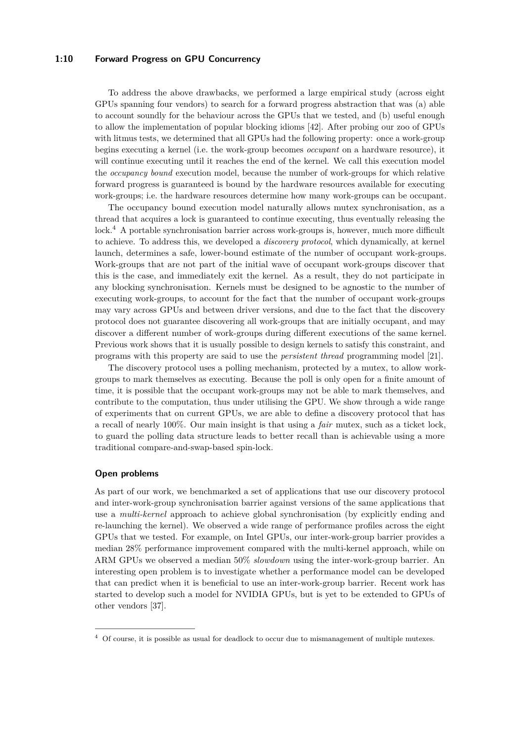To address the above drawbacks, we performed a large empirical study (across eight GPUs spanning four vendors) to search for a forward progress abstraction that was (a) able to account soundly for the behaviour across the GPUs that we tested, and (b) useful enough to allow the implementation of popular blocking idioms [42]. After probing our zoo of GPUs with litmus tests, we determined that all GPUs had the following property: once a work-group begins executing a kernel (i.e. the work-group becomes *occupant* on a hardware resource), it will continue executing until it reaches the end of the kernel. We call this execution model the *occupancy bound* execution model, because the number of work-groups for which relative forward progress is guaranteed is bound by the hardware resources available for executing work-groups; i.e. the hardware resources determine how many work-groups can be occupant.

The occupancy bound execution model naturally allows mutex synchronisation, as a thread that acquires a lock is guaranteed to continue executing, thus eventually releasing the lock.[4] A portable synchronisation barrier across work-groups is, however, much more difficult to achieve. To address this, we developed a *discovery protocol*, which dynamically, at kernel launch, determines a safe, lower-bound estimate of the number of occupant work-groups. Work-groups that are not part of the initial wave of occupant work-groups discover that this is the case, and immediately exit the kernel. As a result, they do not participate in any blocking synchronisation. Kernels must be designed to be agnostic to the number of executing work-groups, to account for the fact that the number of occupant work-groups may vary across GPUs and between driver versions, and due to the fact that the discovery protocol does not guarantee discovering all work-groups that are initially occupant, and may discover a different number of work-groups during different executions of the same kernel. Previous work shows that it is usually possible to design kernels to satisfy this constraint, and programs with this property are said to use the *persistent thread* programming model [21].

The discovery protocol uses a polling mechanism, protected by a mutex, to allow work-groups to mark themselves as executing. Because the poll is only open for a finite amount of time, it is possible that the occupant work-groups may not be able to mark themselves, and contribute to the computation, thus under utilising the GPU. We show through a wide range of experiments that on current GPUs, we are able to define a discovery protocol that has a recall of nearly 100%. Our main insight is that using a *fair* mutex, such as a ticket lock, to guard the polling data structure leads to better recall than is achievable using a more traditional compare-and-swap-based spin-lock.

### Open problems

As part of our work, we benchmarked a set of applications that use our discovery protocol and inter-work-group synchronisation barrier against versions of the same applications that use a *multi-kernel* approach to achieve global synchronisation (by explicitly ending and re-launching the kernel). We observed a wide range of performance profiles across the eight GPUs that we tested. For example, on Intel GPUs, our inter-work-group barrier provides a median 28% performance improvement compared with the multi-kernel approach, while on ARM GPUs we observed a median 50% *slowdown* using the inter-work-group barrier. An interesting open problem is to investigate whether a performance model can be developed that can predict when it is beneficial to use an inter-work-group barrier. Recent work has started to develop such a model for NVIDIA GPUs, but is yet to be extended to GPUs of other vendors [37].

---

[4] Of course, it is possible as usual for deadlock to occur due to mismanagement of multiple mutexes.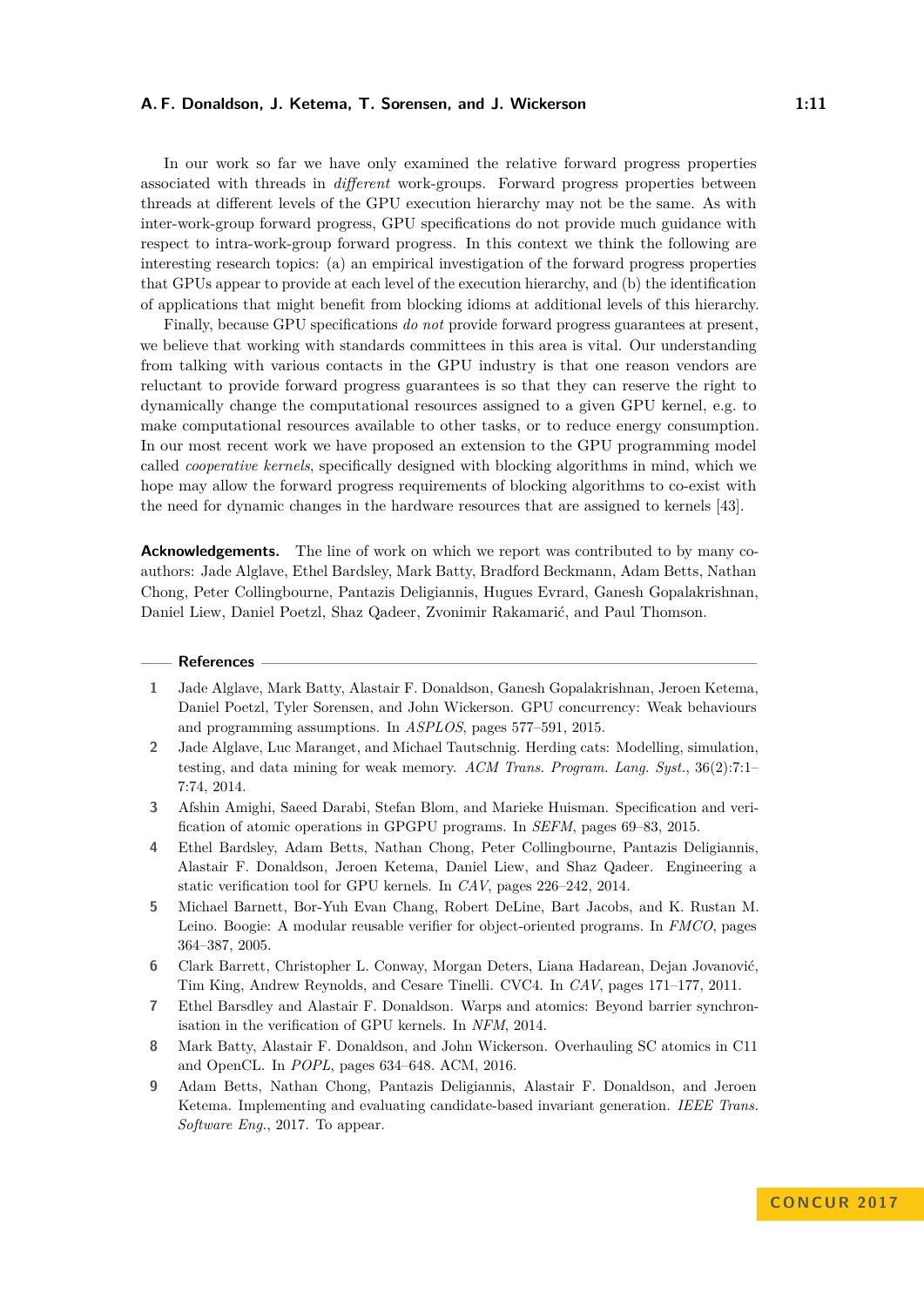In our work so far we have only examined the relative forward progress properties associated with threads in *different* work-groups. Forward progress properties between threads at different levels of the GPU execution hierarchy may not be the same. As with inter-work-group forward progress, GPU specifications do not provide much guidance with respect to intra-work-group forward progress. In this context we think the following are interesting research topics: (a) an empirical investigation of the forward progress properties that GPUs appear to provide at each level of the execution hierarchy, and (b) the identification of applications that might benefit from blocking idioms at additional levels of this hierarchy.

Finally, because GPU specifications *do not* provide forward progress guarantees at present, we believe that working with standards committees in this area is vital. Our understanding from talking with various contacts in the GPU industry is that one reason vendors are reluctant to provide forward progress guarantees is so that they can reserve the right to dynamically change the computational resources assigned to a given GPU kernel, e.g. to make computational resources available to other tasks, or to reduce energy consumption. In our most recent work we have proposed an extension to the GPU programming model called *cooperative kernels*, specifically designed with blocking algorithms in mind, which we hope may allow the forward progress requirements of blocking algorithms to co-exist with the need for dynamic changes in the hardware resources that are assigned to kernels [43].

**Acknowledgements.** The line of work on which we report was contributed to by many co-authors: Jade Alglave, Ethel Bardsley, Mark Batty, Bradford Beckmann, Adam Betts, Nathan Chong, Peter Collingbourne, Pantazis Deligiannis, Hugues Evrard, Ganesh Gopalakrishnan, Daniel Liew, Daniel Poetzl, Shaz Qadeer, Zvonimir Rakamarić, and Paul Thomson.

## References

1. Jade Alglave, Mark Batty, Alastair F. Donaldson, Ganesh Gopalakrishnan, Jeroen Ketema, Daniel Poetzl, Tyler Sorensen, and John Wickerson. GPU concurrency: Weak behaviours and programming assumptions. In *ASPLOS*, pages 577–591, 2015.
2. Jade Alglave, Luc Maranget, and Michael Tautschnig. Herding cats: Modelling, simulation, testing, and data mining for weak memory. *ACM Trans. Program. Lang. Syst.*, 36(2):7:1–7:74, 2014.
3. Afshin Amighi, Saeed Darabi, Stefan Blom, and Marieke Huisman. Specification and verification of atomic operations in GPGPU programs. In *SEFM*, pages 69–83, 2015.
4. Ethel Bardsley, Adam Betts, Nathan Chong, Peter Collingbourne, Pantazis Deligiannis, Alastair F. Donaldson, Jeroen Ketema, Daniel Liew, and Shaz Qadeer. Engineering a static verification tool for GPU kernels. In *CAV*, pages 226–242, 2014.
5. Michael Barnett, Bor-Yuh Evan Chang, Robert DeLine, Bart Jacobs, and K. Rustan M. Leino. Boogie: A modular reusable verifier for object-oriented programs. In *FMCO*, pages 364–387, 2005.
6. Clark Barrett, Christopher L. Conway, Morgan Deters, Liana Hadarean, Dejan Jovanović, Tim King, Andrew Reynolds, and Cesare Tinelli. CVC4. In *CAV*, pages 171–177, 2011.
7. Ethel Barsdley and Alastair F. Donaldson. Warps and atomics: Beyond barrier synchronisation in the verification of GPU kernels. In *NFM*, 2014.
8. Mark Batty, Alastair F. Donaldson, and John Wickerson. Overhauling SC atomics in C11 and OpenCL. In *POPL*, pages 634–648. ACM, 2016.
9. Adam Betts, Nathan Chong, Pantazis Deligiannis, Alastair F. Donaldson, and Jeroen Ketema. Implementing and evaluating candidate-based invariant generation. *IEEE Trans. Software Eng.*, 2017. To appear.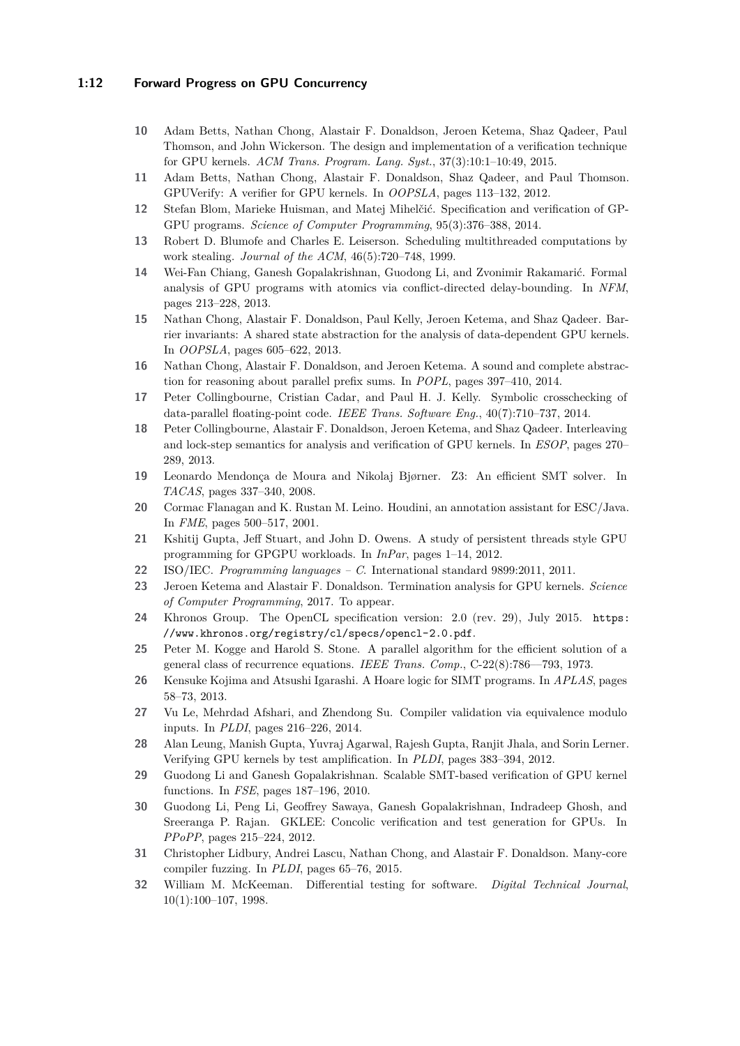10 Adam Betts, Nathan Chong, Alastair F. Donaldson, Jeroen Ketema, Shaz Qadeer, Paul Thomson, and John Wickerson. The design and implementation of a verification technique for GPU kernels. *ACM Trans. Program. Lang. Syst.*, 37(3):10:1–10:49, 2015.

11 Adam Betts, Nathan Chong, Alastair F. Donaldson, Shaz Qadeer, and Paul Thomson. GPUVerify: A verifier for GPU kernels. In *OOPSLA*, pages 113–132, 2012.

12 Stefan Blom, Marieke Huisman, and Matej Mihelčić. Specification and verification of GPGPU programs. *Science of Computer Programming*, 95(3):376–388, 2014.

13 Robert D. Blumofe and Charles E. Leiserson. Scheduling multithreaded computations by work stealing. *Journal of the ACM*, 46(5):720–748, 1999.

14 Wei-Fan Chiang, Ganesh Gopalakrishnan, Guodong Li, and Zvonimir Rakamarić. Formal analysis of GPU programs with atomics via conflict-directed delay-bounding. In *NFM*, pages 213–228, 2013.

15 Nathan Chong, Alastair F. Donaldson, Paul Kelly, Jeroen Ketema, and Shaz Qadeer. Barrier invariants: A shared state abstraction for the analysis of data-dependent GPU kernels. In *OOPSLA*, pages 605–622, 2013.

16 Nathan Chong, Alastair F. Donaldson, and Jeroen Ketema. A sound and complete abstraction for reasoning about parallel prefix sums. In *POPL*, pages 397–410, 2014.

17 Peter Collingbourne, Cristian Cadar, and Paul H. J. Kelly. Symbolic crosschecking of data-parallel floating-point code. *IEEE Trans. Software Eng.*, 40(7):710–737, 2014.

18 Peter Collingbourne, Alastair F. Donaldson, Jeroen Ketema, and Shaz Qadeer. Interleaving and lock-step semantics for analysis and verification of GPU kernels. In *ESOP*, pages 270–289, 2013.

19 Leonardo Mendonça de Moura and Nikolaj Bjørner. Z3: An efficient SMT solver. In *TACAS*, pages 337–340, 2008.

20 Cormac Flanagan and K. Rustan M. Leino. Houdini, an annotation assistant for ESC/Java. In *FME*, pages 500–517, 2001.

21 Kshitij Gupta, Jeff Stuart, and John D. Owens. A study of persistent threads style GPU programming for GPGPU workloads. In *InPar*, pages 1–14, 2012.

22 ISO/IEC. *Programming languages – C*. International standard 9899:2011, 2011.

23 Jeroen Ketema and Alastair F. Donaldson. Termination analysis for GPU kernels. *Science of Computer Programming*, 2017. To appear.

24 Khronos Group. The OpenCL specification version: 2.0 (rev. 29), July 2015. `https://www.khronos.org/registry/cl/specs/opencl-2.0.pdf`.

25 Peter M. Kogge and Harold S. Stone. A parallel algorithm for the efficient solution of a general class of recurrence equations. *IEEE Trans. Comp.*, C-22(8):786—793, 1973.

26 Kensuke Kojima and Atsushi Igarashi. A Hoare logic for SIMT programs. In *APLAS*, pages 58–73, 2013.

27 Vu Le, Mehrdad Afshari, and Zhendong Su. Compiler validation via equivalence modulo inputs. In *PLDI*, pages 216–226, 2014.

28 Alan Leung, Manish Gupta, Yuvraj Agarwal, Rajesh Gupta, Ranjit Jhala, and Sorin Lerner. Verifying GPU kernels by test amplification. In *PLDI*, pages 383–394, 2012.

29 Guodong Li and Ganesh Gopalakrishnan. Scalable SMT-based verification of GPU kernel functions. In *FSE*, pages 187–196, 2010.

30 Guodong Li, Peng Li, Geoffrey Sawaya, Ganesh Gopalakrishnan, Indradeep Ghosh, and Sreeranga P. Rajan. GKLEE: Concolic verification and test generation for GPUs. In *PPoPP*, pages 215–224, 2012.

31 Christopher Lidbury, Andrei Lascu, Nathan Chong, and Alastair F. Donaldson. Many-core compiler fuzzing. In *PLDI*, pages 65–76, 2015.

32 William M. McKeeman. Differential testing for software. *Digital Technical Journal*, 10(1):100–107, 1998.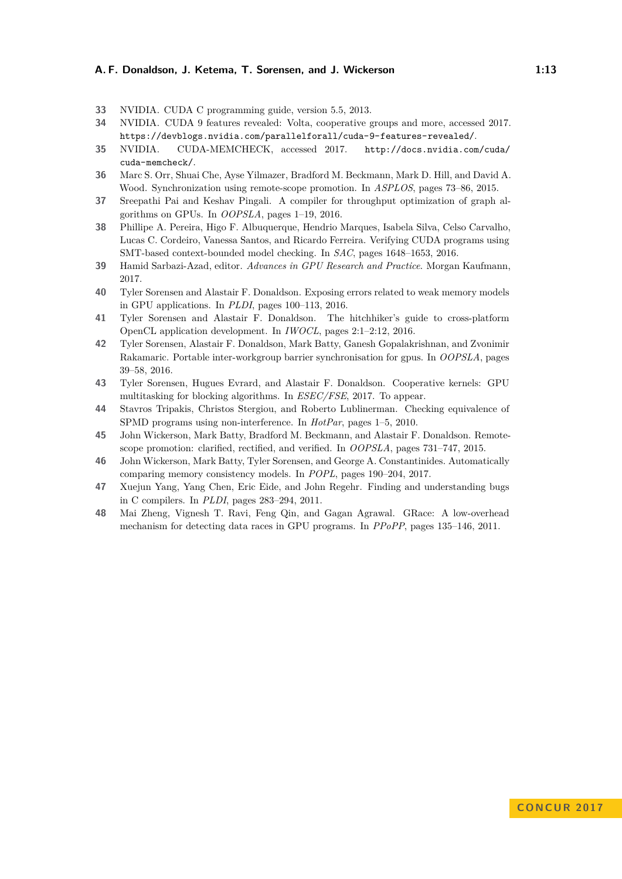33 NVIDIA. CUDA C programming guide, version 5.5, 2013.
34 NVIDIA. CUDA 9 features revealed: Volta, cooperative groups and more, accessed 2017. `https://devblogs.nvidia.com/parallelforall/cuda-9-features-revealed/`.
35 NVIDIA. CUDA-MEMCHECK, accessed 2017. `http://docs.nvidia.com/cuda/cuda-memcheck/`.
36 Marc S. Orr, Shuai Che, Ayse Yilmazer, Bradford M. Beckmann, Mark D. Hill, and David A. Wood. Synchronization using remote-scope promotion. In *ASPLOS*, pages 73–86, 2015.
37 Sreepathi Pai and Keshav Pingali. A compiler for throughput optimization of graph algorithms on GPUs. In *OOPSLA*, pages 1–19, 2016.
38 Phillipe A. Pereira, Higo F. Albuquerque, Hendrio Marques, Isabela Silva, Celso Carvalho, Lucas C. Cordeiro, Vanessa Santos, and Ricardo Ferreira. Verifying CUDA programs using SMT-based context-bounded model checking. In *SAC*, pages 1648–1653, 2016.
39 Hamid Sarbazi-Azad, editor. *Advances in GPU Research and Practice*. Morgan Kaufmann, 2017.
40 Tyler Sorensen and Alastair F. Donaldson. Exposing errors related to weak memory models in GPU applications. In *PLDI*, pages 100–113, 2016.
41 Tyler Sorensen and Alastair F. Donaldson. The hitchhiker's guide to cross-platform OpenCL application development. In *IWOCL*, pages 2:1–2:12, 2016.
42 Tyler Sorensen, Alastair F. Donaldson, Mark Batty, Ganesh Gopalakrishnan, and Zvonimir Rakamaric. Portable inter-workgroup barrier synchronisation for gpus. In *OOPSLA*, pages 39–58, 2016.
43 Tyler Sorensen, Hugues Evrard, and Alastair F. Donaldson. Cooperative kernels: GPU multitasking for blocking algorithms. In *ESEC/FSE*, 2017. To appear.
44 Stavros Tripakis, Christos Stergiou, and Roberto Lublinerman. Checking equivalence of SPMD programs using non-interference. In *HotPar*, pages 1–5, 2010.
45 John Wickerson, Mark Batty, Bradford M. Beckmann, and Alastair F. Donaldson. Remote-scope promotion: clarified, rectified, and verified. In *OOPSLA*, pages 731–747, 2015.
46 John Wickerson, Mark Batty, Tyler Sorensen, and George A. Constantinides. Automatically comparing memory consistency models. In *POPL*, pages 190–204, 2017.
47 Xuejun Yang, Yang Chen, Eric Eide, and John Regehr. Finding and understanding bugs in C compilers. In *PLDI*, pages 283–294, 2011.
48 Mai Zheng, Vignesh T. Ravi, Feng Qin, and Gagan Agrawal. GRace: A low-overhead mechanism for detecting data races in GPU programs. In *PPoPP*, pages 135–146, 2011.